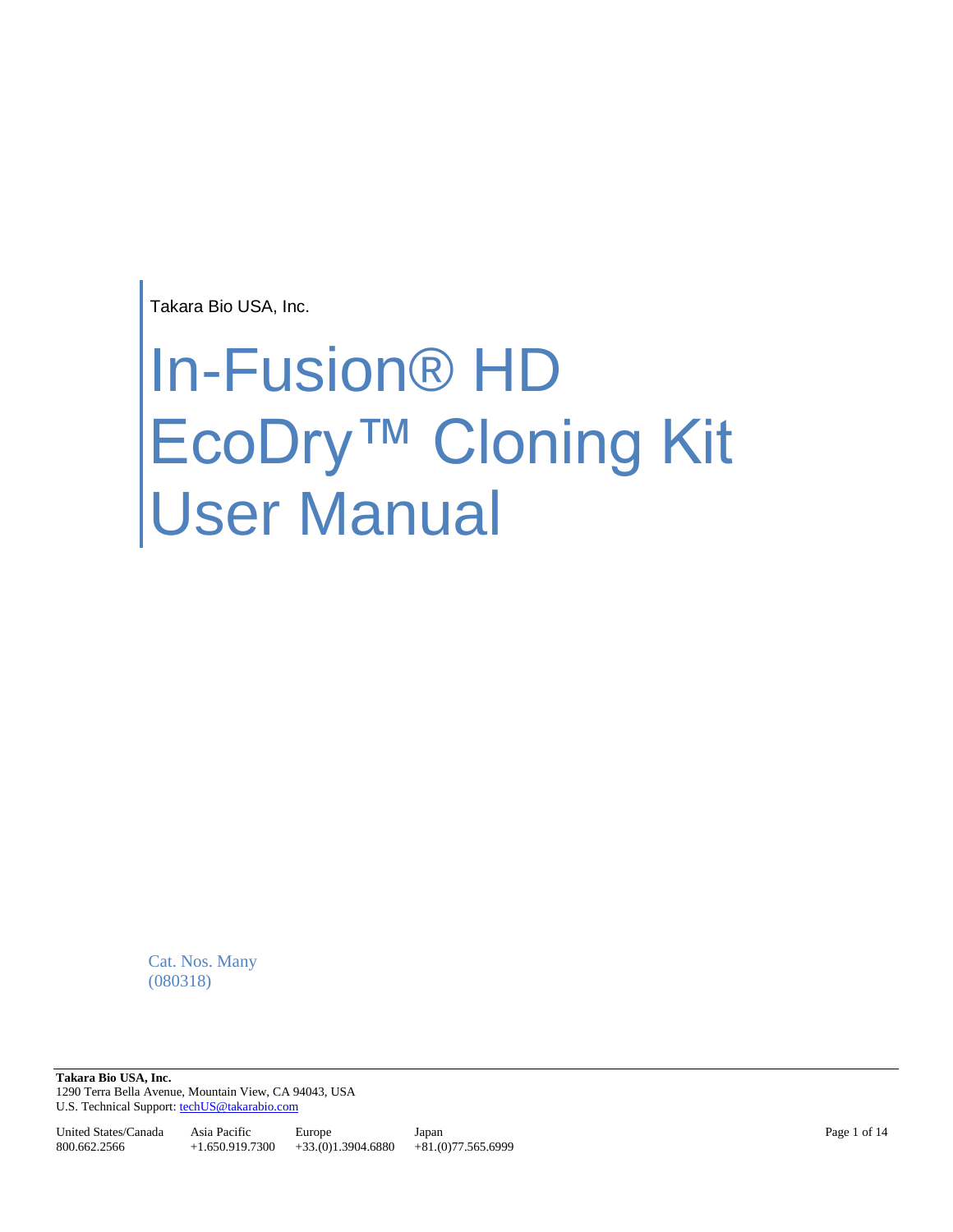Takara Bio USA, Inc.

# In-Fusion® HD EcoDry™ Cloning Kit User Manual

Cat. Nos. Many
(080318)

**Takara Bio USA, Inc.**
1290 Terra Bella Avenue, Mountain View, CA 94043, USA
U.S. Technical Support: techUS@takarabio.com

| United States/Canada | Asia Pacific | Europe | Japan |
|---|---|---|---|
| 800.662.2566 | +1.650.919.7300 | +33.(0)1.3904.6880 | +81.(0)77.565.6999 |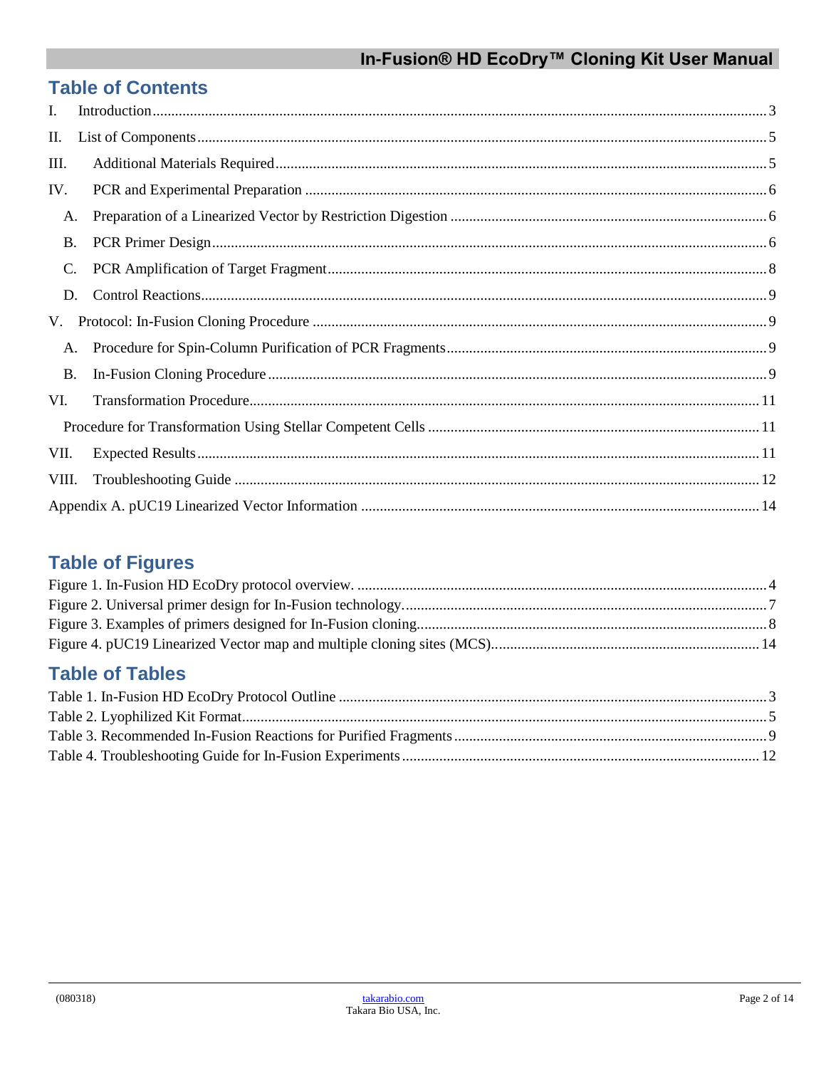## Table of Contents

I. Introduction ..... 3

II. List of Components ..... 5

III. Additional Materials Required ..... 5

IV. PCR and Experimental Preparation ..... 6

- A. Preparation of a Linearized Vector by Restriction Digestion ..... 6
- B. PCR Primer Design ..... 6
- C. PCR Amplification of Target Fragment ..... 8
- D. Control Reactions ..... 9

V. Protocol: In-Fusion Cloning Procedure ..... 9

- A. Procedure for Spin-Column Purification of PCR Fragments ..... 9
- B. In-Fusion Cloning Procedure ..... 9

VI. Transformation Procedure ..... 11

- Procedure for Transformation Using Stellar Competent Cells ..... 11

VII. Expected Results ..... 11

VIII. Troubleshooting Guide ..... 12

Appendix A. pUC19 Linearized Vector Information ..... 14

## Table of Figures

Figure 1. In-Fusion HD EcoDry protocol overview. ..... 4

Figure 2. Universal primer design for In-Fusion technology. ..... 7

Figure 3. Examples of primers designed for In-Fusion cloning. ..... 8

Figure 4. pUC19 Linearized Vector map and multiple cloning sites (MCS). ..... 14

## Table of Tables

Table 1. In-Fusion HD EcoDry Protocol Outline ..... 3

Table 2. Lyophilized Kit Format ..... 5

Table 3. Recommended In-Fusion Reactions for Purified Fragments ..... 9

Table 4. Troubleshooting Guide for In-Fusion Experiments ..... 12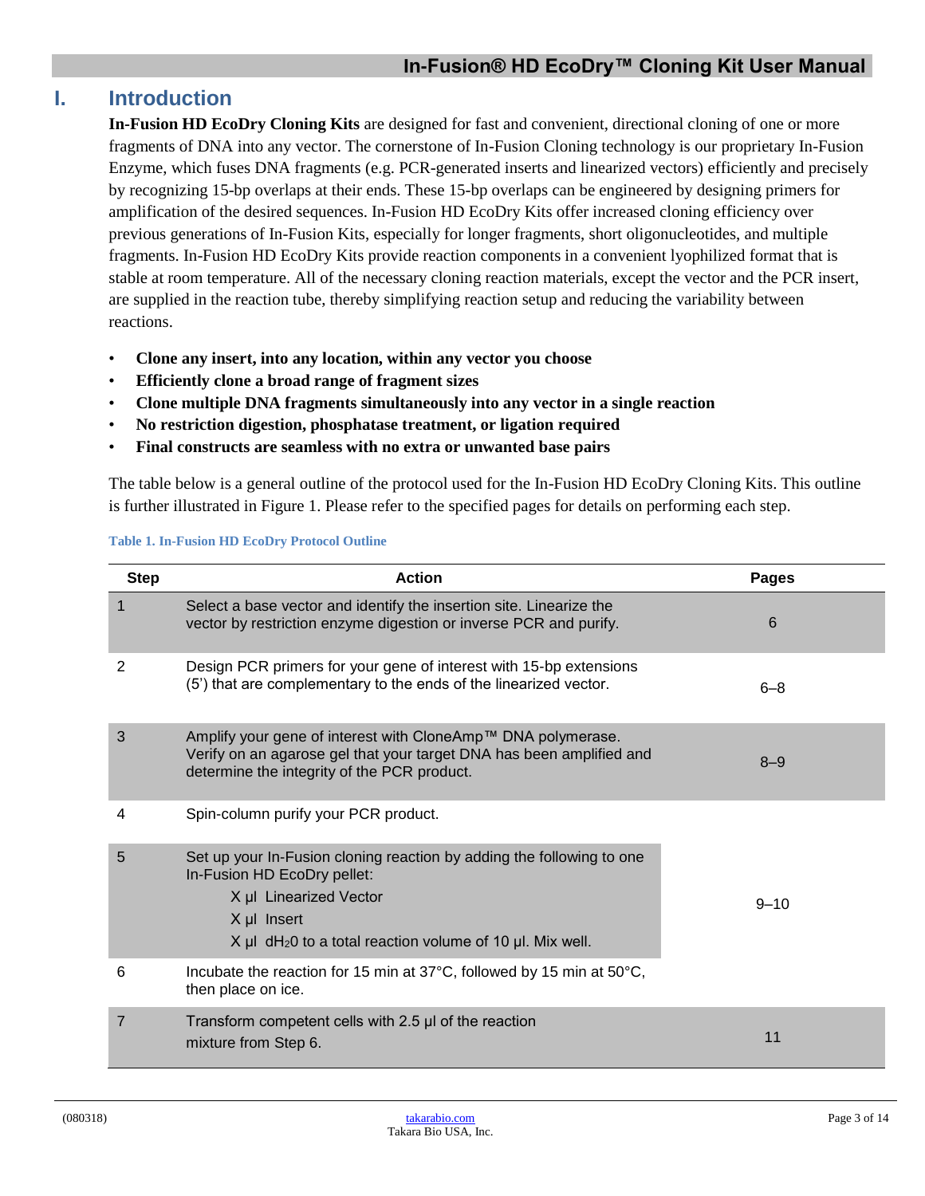# I. Introduction

**In-Fusion HD EcoDry Cloning Kits** are designed for fast and convenient, directional cloning of one or more fragments of DNA into any vector. The cornerstone of In-Fusion Cloning technology is our proprietary In-Fusion Enzyme, which fuses DNA fragments (e.g. PCR-generated inserts and linearized vectors) efficiently and precisely by recognizing 15-bp overlaps at their ends. These 15-bp overlaps can be engineered by designing primers for amplification of the desired sequences. In-Fusion HD EcoDry Kits offer increased cloning efficiency over previous generations of In-Fusion Kits, especially for longer fragments, short oligonucleotides, and multiple fragments. In-Fusion HD EcoDry Kits provide reaction components in a convenient lyophilized format that is stable at room temperature. All of the necessary cloning reaction materials, except the vector and the PCR insert, are supplied in the reaction tube, thereby simplifying reaction setup and reducing the variability between reactions.

- **Clone any insert, into any location, within any vector you choose**
- **Efficiently clone a broad range of fragment sizes**
- **Clone multiple DNA fragments simultaneously into any vector in a single reaction**
- **No restriction digestion, phosphatase treatment, or ligation required**
- **Final constructs are seamless with no extra or unwanted base pairs**

The table below is a general outline of the protocol used for the In-Fusion HD EcoDry Cloning Kits. This outline is further illustrated in Figure 1. Please refer to the specified pages for details on performing each step.

**Table 1. In-Fusion HD EcoDry Protocol Outline**

| Step | Action | Pages |
|---|---|---|
| 1 | Select a base vector and identify the insertion site. Linearize the vector by restriction enzyme digestion or inverse PCR and purify. | 6 |
| 2 | Design PCR primers for your gene of interest with 15-bp extensions (5') that are complementary to the ends of the linearized vector. | 6–8 |
| 3 | Amplify your gene of interest with CloneAmp™ DNA polymerase. Verify on an agarose gel that your target DNA has been amplified and determine the integrity of the PCR product. | 8–9 |
| 4 | Spin-column purify your PCR product. | |
| 5 | Set up your In-Fusion cloning reaction by adding the following to one In-Fusion HD EcoDry pellet:<br>X µl Linearized Vector<br>X µl Insert<br>X µl $dH_2O$ to a total reaction volume of 10 µl. Mix well. | 9–10 |
| 6 | Incubate the reaction for 15 min at 37°C, followed by 15 min at 50°C, then place on ice. | |
| 7 | Transform competent cells with 2.5 µl of the reaction mixture from Step 6. | 11 |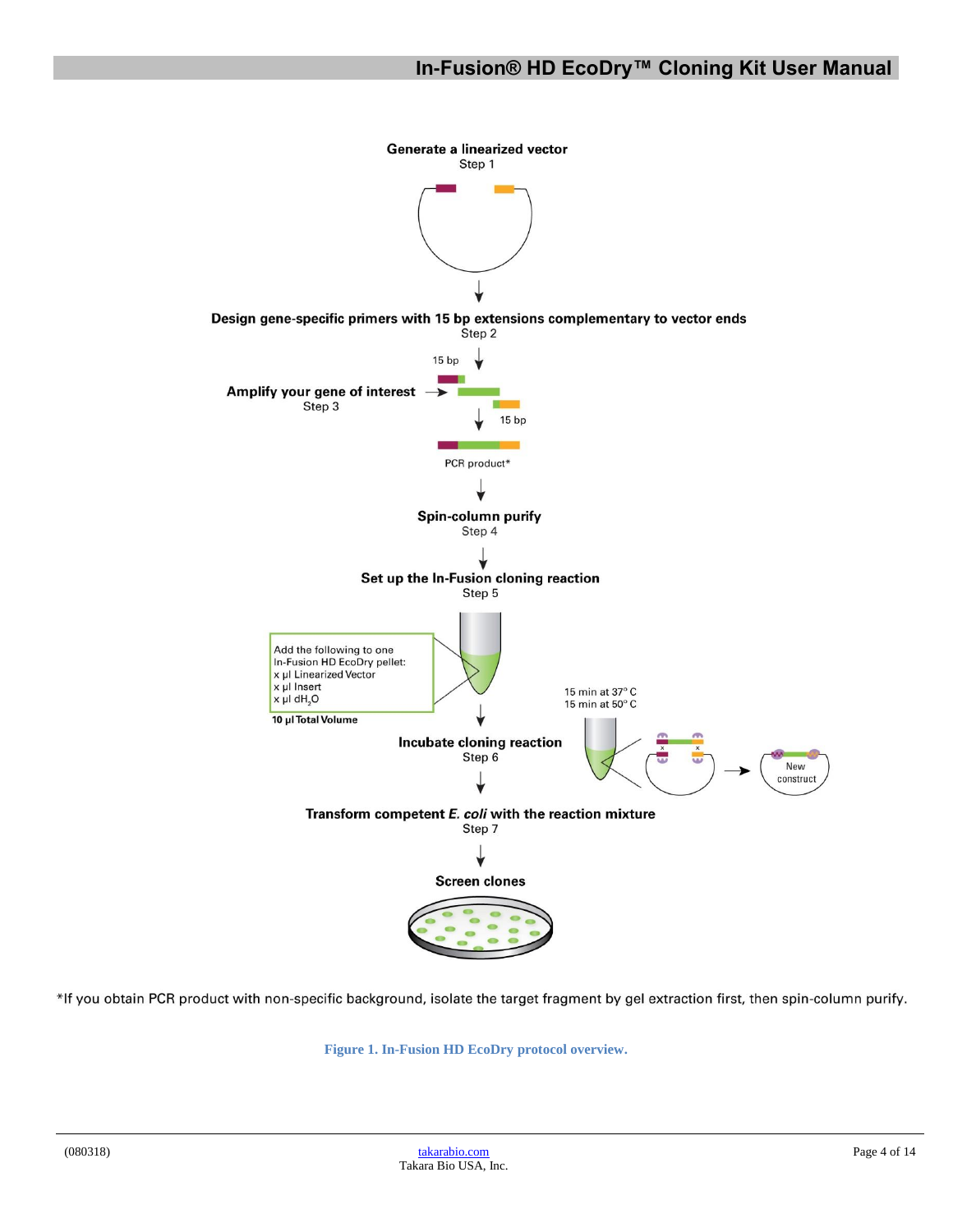**Generate a linearized vector**
Step 1

**Design gene-specific primers with 15 bp extensions complementary to vector ends**
Step 2

15 bp

**Amplify your gene of interest**
Step 3

15 bp

PCR product*

**Spin-column purify**
Step 4

**Set up the In-Fusion cloning reaction**
Step 5

Add the following to one In-Fusion HD EcoDry pellet:
x µl Linearized Vector
x µl Insert
x µl $dH_2O$

**10 µl Total Volume**

**Incubate cloning reaction**
Step 6

15 min at 37° C
15 min at 50° C

New construct

**Transform competent *E. coli* with the reaction mixture**
Step 7

**Screen clones**

*If you obtain PCR product with non-specific background, isolate the target fragment by gel extraction first, then spin-column purify.

**Figure 1. In-Fusion HD EcoDry protocol overview.**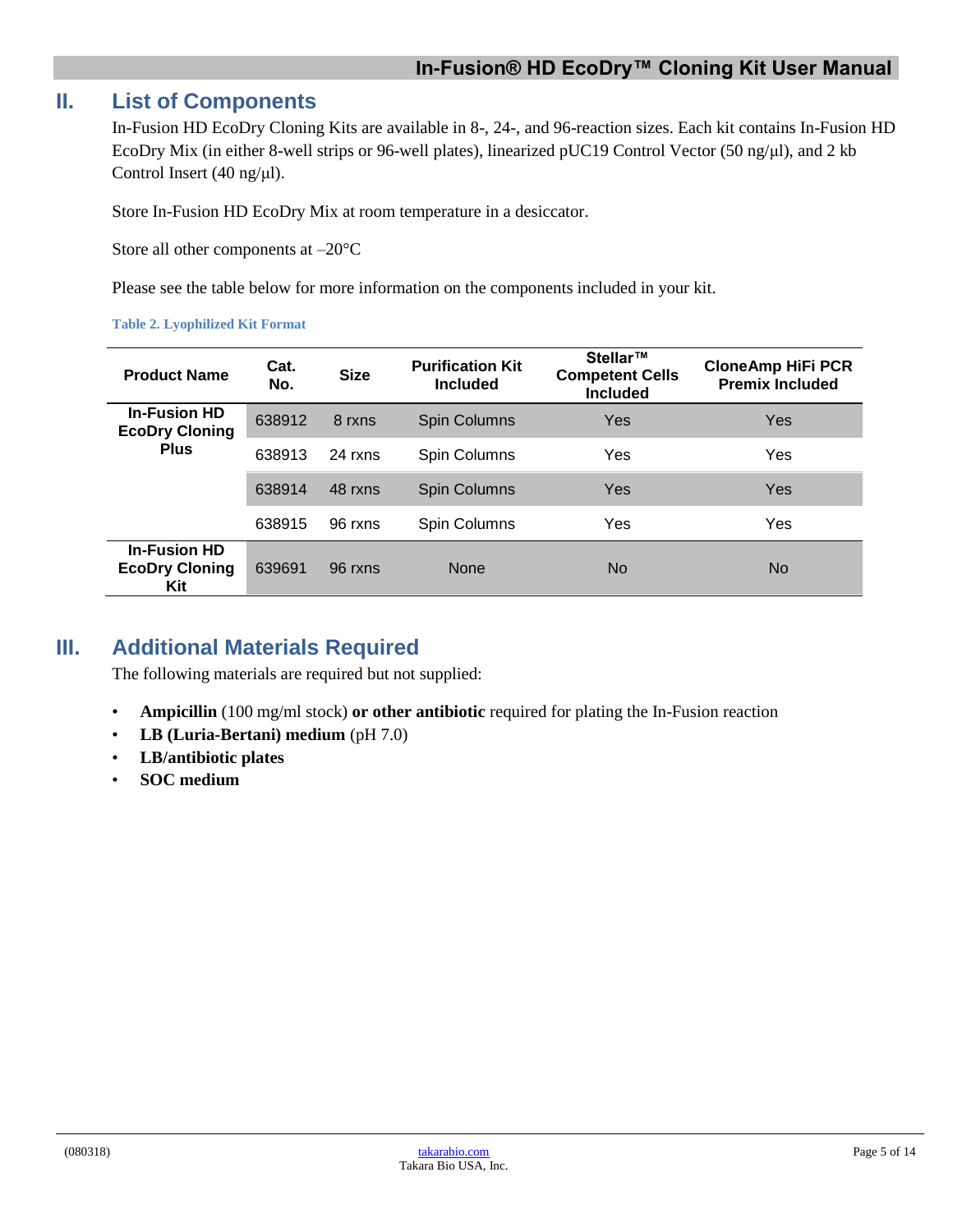## II. List of Components

In-Fusion HD EcoDry Cloning Kits are available in 8-, 24-, and 96-reaction sizes. Each kit contains In-Fusion HD EcoDry Mix (in either 8-well strips or 96-well plates), linearized pUC19 Control Vector (50 ng/μl), and 2 kb Control Insert (40 ng/μl).

Store In-Fusion HD EcoDry Mix at room temperature in a desiccator.

Store all other components at –20°C

Please see the table below for more information on the components included in your kit.

**Table 2. Lyophilized Kit Format**

| Product Name | Cat. No. | Size | Purification Kit Included | Stellar™ Competent Cells Included | CloneAmp HiFi PCR Premix Included |
|---|---|---|---|---|---|
| In-Fusion HD EcoDry Cloning Plus | 638912 | 8 rxns | Spin Columns | Yes | Yes |
| | 638913 | 24 rxns | Spin Columns | Yes | Yes |
| | 638914 | 48 rxns | Spin Columns | Yes | Yes |
| | 638915 | 96 rxns | Spin Columns | Yes | Yes |
| In-Fusion HD EcoDry Cloning Kit | 639691 | 96 rxns | None | No | No |

## III. Additional Materials Required

The following materials are required but not supplied:

- **Ampicillin** (100 mg/ml stock) **or other antibiotic** required for plating the In-Fusion reaction
- **LB (Luria-Bertani) medium** (pH 7.0)
- **LB/antibiotic plates**
- **SOC medium**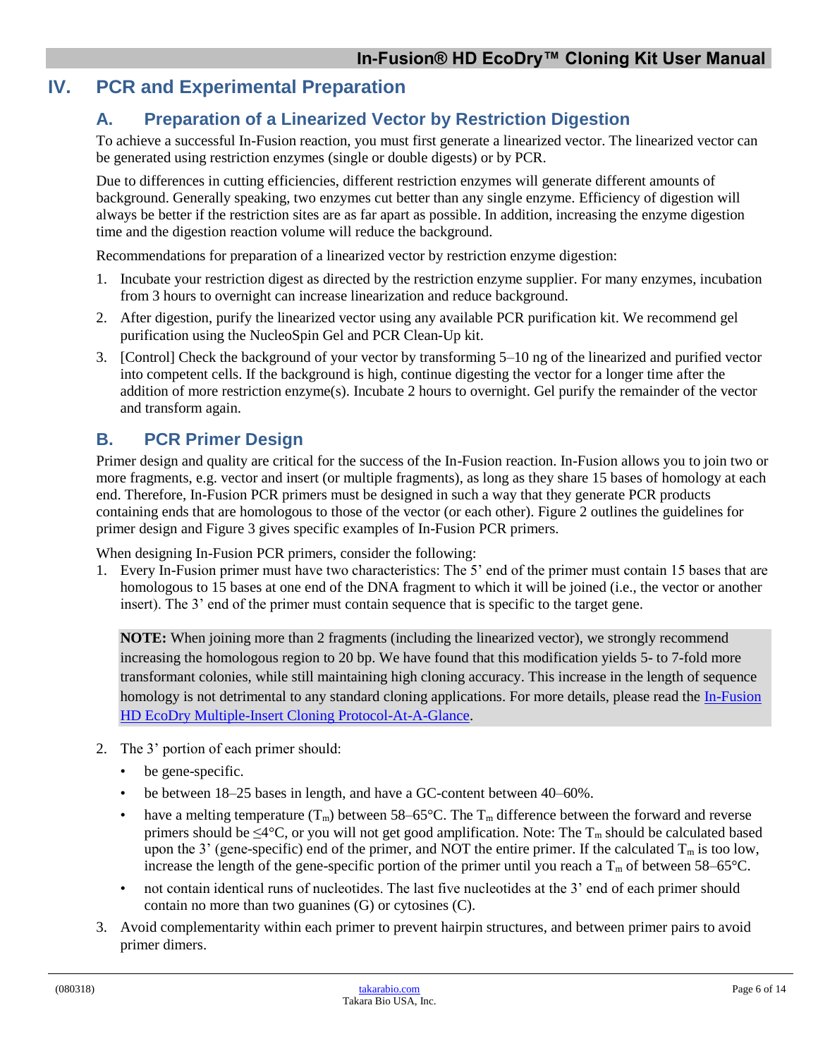# IV. PCR and Experimental Preparation

## A. Preparation of a Linearized Vector by Restriction Digestion

To achieve a successful In-Fusion reaction, you must first generate a linearized vector. The linearized vector can be generated using restriction enzymes (single or double digests) or by PCR.

Due to differences in cutting efficiencies, different restriction enzymes will generate different amounts of background. Generally speaking, two enzymes cut better than any single enzyme. Efficiency of digestion will always be better if the restriction sites are as far apart as possible. In addition, increasing the enzyme digestion time and the digestion reaction volume will reduce the background.

Recommendations for preparation of a linearized vector by restriction enzyme digestion:

1. Incubate your restriction digest as directed by the restriction enzyme supplier. For many enzymes, incubation from 3 hours to overnight can increase linearization and reduce background.
2. After digestion, purify the linearized vector using any available PCR purification kit. We recommend gel purification using the NucleoSpin Gel and PCR Clean-Up kit.
3. [Control] Check the background of your vector by transforming 5–10 ng of the linearized and purified vector into competent cells. If the background is high, continue digesting the vector for a longer time after the addition of more restriction enzyme(s). Incubate 2 hours to overnight. Gel purify the remainder of the vector and transform again.

## B. PCR Primer Design

Primer design and quality are critical for the success of the In-Fusion reaction. In-Fusion allows you to join two or more fragments, e.g. vector and insert (or multiple fragments), as long as they share 15 bases of homology at each end. Therefore, In-Fusion PCR primers must be designed in such a way that they generate PCR products containing ends that are homologous to those of the vector (or each other). Figure 2 outlines the guidelines for primer design and Figure 3 gives specific examples of In-Fusion PCR primers.

When designing In-Fusion PCR primers, consider the following:

1. Every In-Fusion primer must have two characteristics: The 5' end of the primer must contain 15 bases that are homologous to 15 bases at one end of the DNA fragment to which it will be joined (i.e., the vector or another insert). The 3' end of the primer must contain sequence that is specific to the target gene.

   **NOTE:** When joining more than 2 fragments (including the linearized vector), we strongly recommend increasing the homologous region to 20 bp. We have found that this modification yields 5- to 7-fold more transformant colonies, while still maintaining high cloning accuracy. This increase in the length of sequence homology is not detrimental to any standard cloning applications. For more details, please read the In-Fusion HD EcoDry Multiple-Insert Cloning Protocol-At-A-Glance.

2. The 3' portion of each primer should:
   - be gene-specific.
   - be between 18–25 bases in length, and have a GC-content between 40–60%.
   - have a melting temperature ($T_m$) between 58–65°C. The $T_m$ difference between the forward and reverse primers should be ≤4°C, or you will not get good amplification. Note: The $T_m$ should be calculated based upon the 3' (gene-specific) end of the primer, and NOT the entire primer. If the calculated $T_m$ is too low, increase the length of the gene-specific portion of the primer until you reach a $T_m$ of between 58–65°C.
   - not contain identical runs of nucleotides. The last five nucleotides at the 3' end of each primer should contain no more than two guanines (G) or cytosines (C).
3. Avoid complementarity within each primer to prevent hairpin structures, and between primer pairs to avoid primer dimers.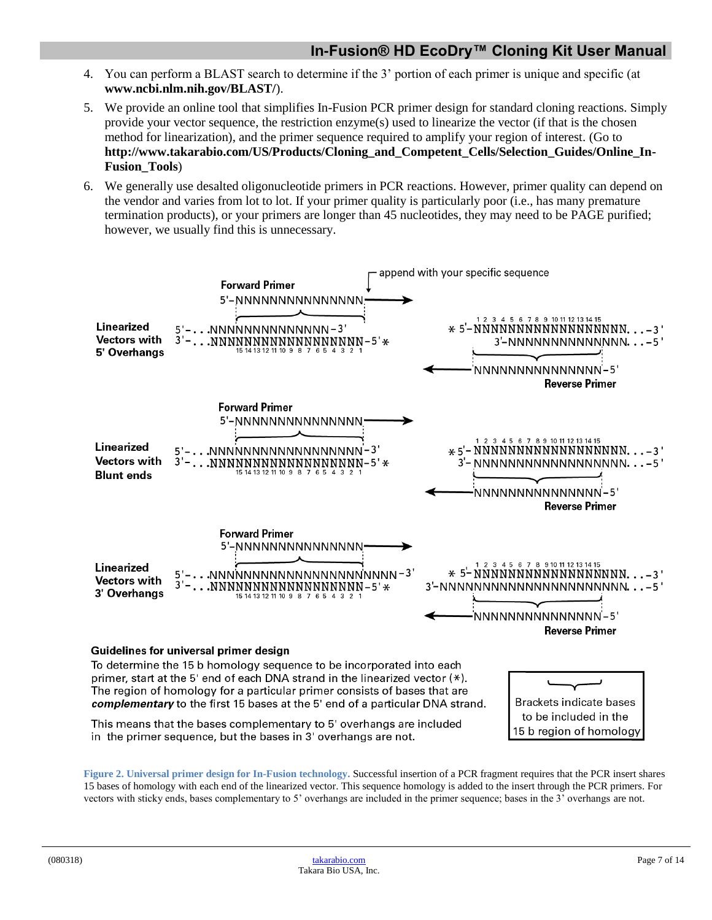4. You can perform a BLAST search to determine if the 3' portion of each primer is unique and specific (at **www.ncbi.nlm.nih.gov/BLAST/**).
5. We provide an online tool that simplifies In-Fusion PCR primer design for standard cloning reactions. Simply provide your vector sequence, the restriction enzyme(s) used to linearize the vector (if that is the chosen method for linearization), and the primer sequence required to amplify your region of interest. (Go to **http://www.takarabio.com/US/Products/Cloning_and_Competent_Cells/Selection_Guides/Online_In-Fusion_Tools**)
6. We generally use desalted oligonucleotide primers in PCR reactions. However, primer quality can depend on the vendor and varies from lot to lot. If your primer quality is particularly poor (i.e., has many premature termination products), or your primers are longer than 45 nucleotides, they may need to be PAGE purified; however, we usually find this is unnecessary.

**Guidelines for universal primer design**

To determine the 15 b homology sequence to be incorporated into each primer, start at the 5' end of each DNA strand in the linearized vector (*). The region of homology for a particular primer consists of bases that are ***complementary*** to the first 15 bases at the 5' end of a particular DNA strand.

This means that the bases complementary to 5' overhangs are included in the primer sequence, but the bases in 3' overhangs are not.

Brackets indicate bases to be included in the 15 b region of homology

**Figure 2. Universal primer design for In-Fusion technology.** Successful insertion of a PCR fragment requires that the PCR insert shares 15 bases of homology with each end of the linearized vector. This sequence homology is added to the insert through the PCR primers. For vectors with sticky ends, bases complementary to 5' overhangs are included in the primer sequence; bases in the 3' overhangs are not.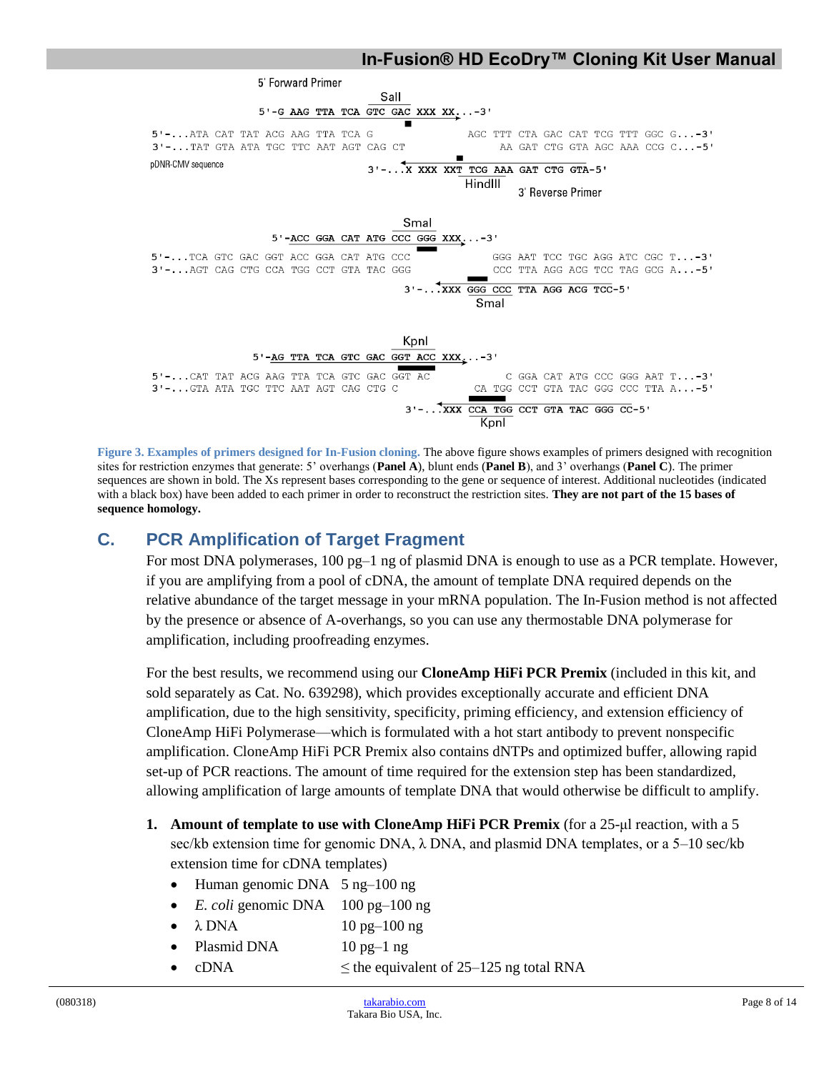```
5' Forward Primer
                          SalI
5'-G AAG TTA TCA GTC GAC XXX XX...-3'

5'-...ATA CAT TAT ACG AAG TTA TCA G              AGC TTT CTA GAC CAT TCG TTT GGC G...-3'
3'-...TAT GTA ATA TGC TTC AAT AGT CAG CT            AA GAT CTG GTA AGC AAA CCG C...-5'
pDNR-CMV sequence
                                   3'-...X XXX XXT TCG AAA GAT CTG GTA-5'
                                                HindIII
                                                          3' Reverse Primer

                              SmaI
5'-ACC GGA CAT ATG CCC GGG XXX...-3'

5'-...TCA GTC GAC GGT ACC GGA CAT ATG CCC        GGG AAT TCC TGC AGG ATC CGC T...-3'
3'-...AGT CAG CTG CCA TGG CCT GTA TAC GGG        CCC TTA AGG ACG TCC TAG GCG A...-5'

                                  3'-...XXX GGG CCC TTA AGG ACG TCC-5'
                                            SmaI

                               KpnI
5'-AG TTA TCA GTC GAC GGT ACC XXX...-3'

5'-...CAT TAT ACG AAG TTA TCA GTC GAC GGT AC          C GGA CAT ATG CCC GGG AAT T...-3'
3'-...GTA ATA TGC TTC AAT AGT CAG CTG C          CA TGG CCT GTA TAC GGG CCC TTA A...-5'

                                  3'-...XXX CCA TGG CCT GTA TAC GGG CC-5'
                                            KpnI
```

**Figure 3. Examples of primers designed for In-Fusion cloning.** The above figure shows examples of primers designed with recognition sites for restriction enzymes that generate: 5' overhangs (**Panel A**), blunt ends (**Panel B**), and 3' overhangs (**Panel C**). The primer sequences are shown in bold. The Xs represent bases corresponding to the gene or sequence of interest. Additional nucleotides (indicated with a black box) have been added to each primer in order to reconstruct the restriction sites. **They are not part of the 15 bases of sequence homology.**

## C. PCR Amplification of Target Fragment

For most DNA polymerases, 100 pg–1 ng of plasmid DNA is enough to use as a PCR template. However, if you are amplifying from a pool of cDNA, the amount of template DNA required depends on the relative abundance of the target message in your mRNA population. The In-Fusion method is not affected by the presence or absence of A-overhangs, so you can use any thermostable DNA polymerase for amplification, including proofreading enzymes.

For the best results, we recommend using our **CloneAmp HiFi PCR Premix** (included in this kit, and sold separately as Cat. No. 639298), which provides exceptionally accurate and efficient DNA amplification, due to the high sensitivity, specificity, priming efficiency, and extension efficiency of CloneAmp HiFi Polymerase—which is formulated with a hot start antibody to prevent nonspecific amplification. CloneAmp HiFi PCR Premix also contains dNTPs and optimized buffer, allowing rapid set-up of PCR reactions. The amount of time required for the extension step has been standardized, allowing amplification of large amounts of template DNA that would otherwise be difficult to amplify.

1. **Amount of template to use with CloneAmp HiFi PCR Premix** (for a 25-µl reaction, with a 5 sec/kb extension time for genomic DNA, λ DNA, and plasmid DNA templates, or a 5–10 sec/kb extension time for cDNA templates)
   - Human genomic DNA 5 ng–100 ng
   - *E. coli* genomic DNA 100 pg–100 ng
   - λ DNA 10 pg–100 ng
   - Plasmid DNA 10 pg–1 ng
   - cDNA ≤ the equivalent of 25–125 ng total RNA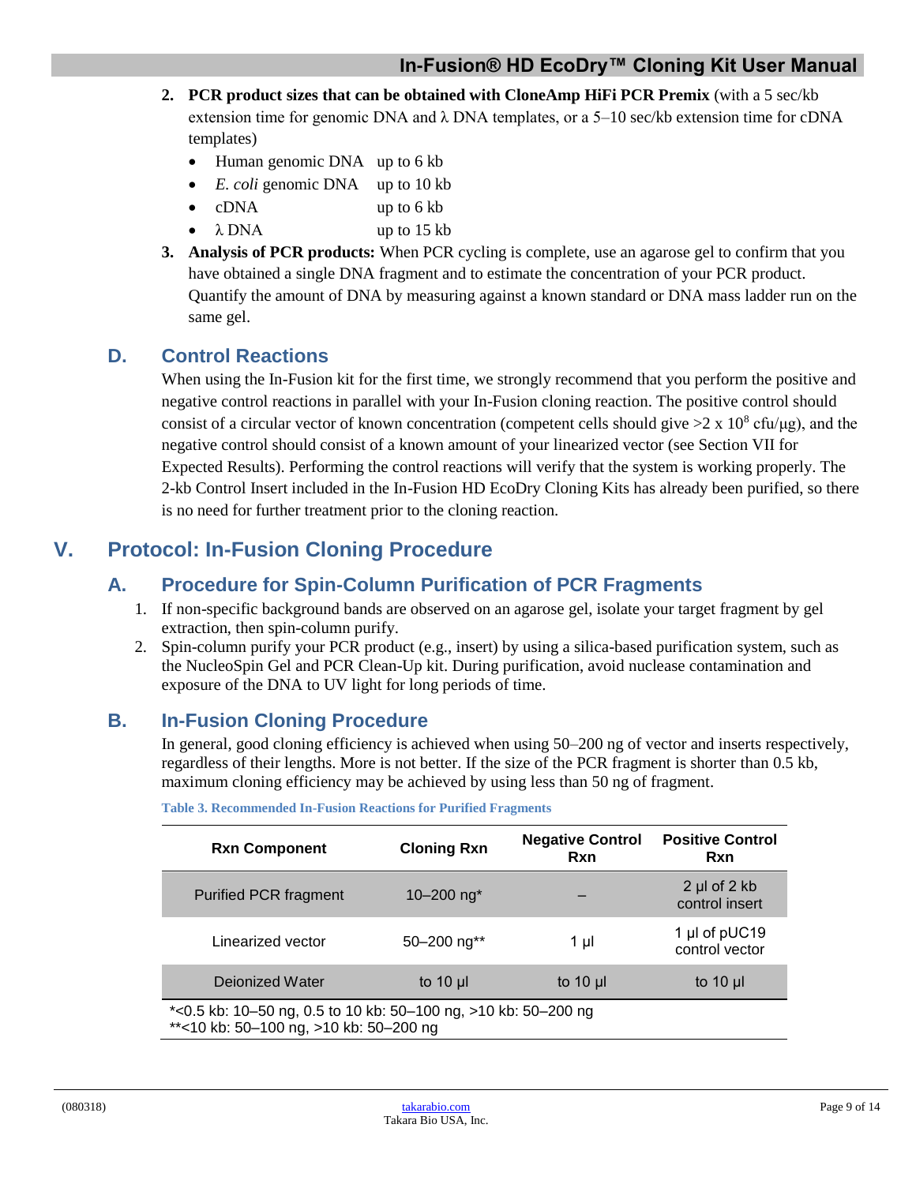2. **PCR product sizes that can be obtained with CloneAmp HiFi PCR Premix** (with a 5 sec/kb extension time for genomic DNA and λ DNA templates, or a 5–10 sec/kb extension time for cDNA templates)
   - Human genomic DNA up to 6 kb
   - *E. coli* genomic DNA up to 10 kb
   - cDNA up to 6 kb
   - λ DNA up to 15 kb
3. **Analysis of PCR products:** When PCR cycling is complete, use an agarose gel to confirm that you have obtained a single DNA fragment and to estimate the concentration of your PCR product. Quantify the amount of DNA by measuring against a known standard or DNA mass ladder run on the same gel.

## D. Control Reactions

When using the In-Fusion kit for the first time, we strongly recommend that you perform the positive and negative control reactions in parallel with your In-Fusion cloning reaction. The positive control should consist of a circular vector of known concentration (competent cells should give $>2 \times 10^8$ cfu/μg), and the negative control should consist of a known amount of your linearized vector (see Section VII for Expected Results). Performing the control reactions will verify that the system is working properly. The 2-kb Control Insert included in the In-Fusion HD EcoDry Cloning Kits has already been purified, so there is no need for further treatment prior to the cloning reaction.

# V. Protocol: In-Fusion Cloning Procedure

## A. Procedure for Spin-Column Purification of PCR Fragments

1. If non-specific background bands are observed on an agarose gel, isolate your target fragment by gel extraction, then spin-column purify.
2. Spin-column purify your PCR product (e.g., insert) by using a silica-based purification system, such as the NucleoSpin Gel and PCR Clean-Up kit. During purification, avoid nuclease contamination and exposure of the DNA to UV light for long periods of time.

## B. In-Fusion Cloning Procedure

In general, good cloning efficiency is achieved when using 50–200 ng of vector and inserts respectively, regardless of their lengths. More is not better. If the size of the PCR fragment is shorter than 0.5 kb, maximum cloning efficiency may be achieved by using less than 50 ng of fragment.

**Table 3. Recommended In-Fusion Reactions for Purified Fragments**

| Rxn Component | Cloning Rxn | Negative Control Rxn | Positive Control Rxn |
|---|---|---|---|
| Purified PCR fragment | 10–200 ng* | – | 2 µl of 2 kb control insert |
| Linearized vector | 50–200 ng** | 1 µl | 1 µl of pUC19 control vector |
| Deionized Water | to 10 µl | to 10 µl | to 10 µl |

*<0.5 kb: 10–50 ng, 0.5 to 10 kb: 50–100 ng, >10 kb: 50–200 ng
**<10 kb: 50–100 ng, >10 kb: 50–200 ng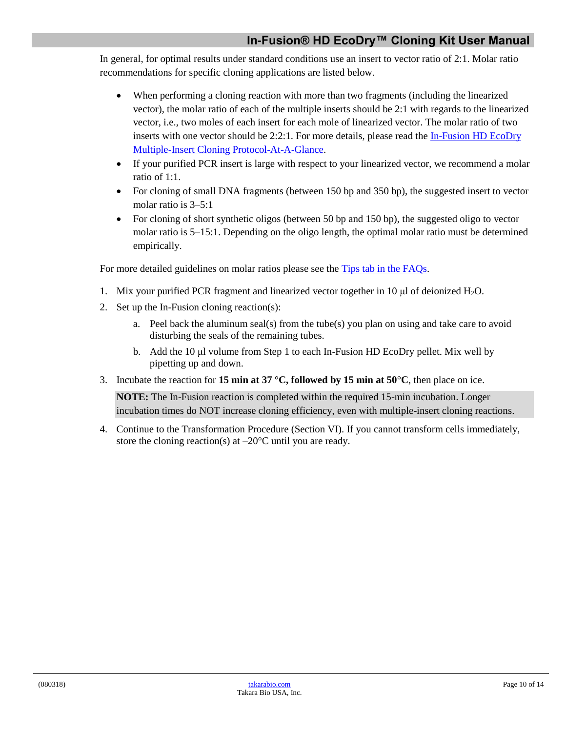In general, for optimal results under standard conditions use an insert to vector ratio of 2:1. Molar ratio recommendations for specific cloning applications are listed below.

- When performing a cloning reaction with more than two fragments (including the linearized vector), the molar ratio of each of the multiple inserts should be 2:1 with regards to the linearized vector, i.e., two moles of each insert for each mole of linearized vector. The molar ratio of two inserts with one vector should be 2:2:1. For more details, please read the [In-Fusion HD EcoDry Multiple-Insert Cloning Protocol-At-A-Glance](#).
- If your purified PCR insert is large with respect to your linearized vector, we recommend a molar ratio of 1:1.
- For cloning of small DNA fragments (between 150 bp and 350 bp), the suggested insert to vector molar ratio is 3–5:1
- For cloning of short synthetic oligos (between 50 bp and 150 bp), the suggested oligo to vector molar ratio is 5–15:1. Depending on the oligo length, the optimal molar ratio must be determined empirically.

For more detailed guidelines on molar ratios please see the [Tips tab in the FAQs](#).

1. Mix your purified PCR fragment and linearized vector together in 10 μl of deionized $H_2O$.
2. Set up the In-Fusion cloning reaction(s):
   a. Peel back the aluminum seal(s) from the tube(s) you plan on using and take care to avoid disturbing the seals of the remaining tubes.
   b. Add the 10 μl volume from Step 1 to each In-Fusion HD EcoDry pellet. Mix well by pipetting up and down.
3. Incubate the reaction for **15 min at 37 °C, followed by 15 min at 50°C**, then place on ice.

   **NOTE:** The In-Fusion reaction is completed within the required 15-min incubation. Longer incubation times do NOT increase cloning efficiency, even with multiple-insert cloning reactions.

4. Continue to the Transformation Procedure (Section VI). If you cannot transform cells immediately, store the cloning reaction(s) at –20°C until you are ready.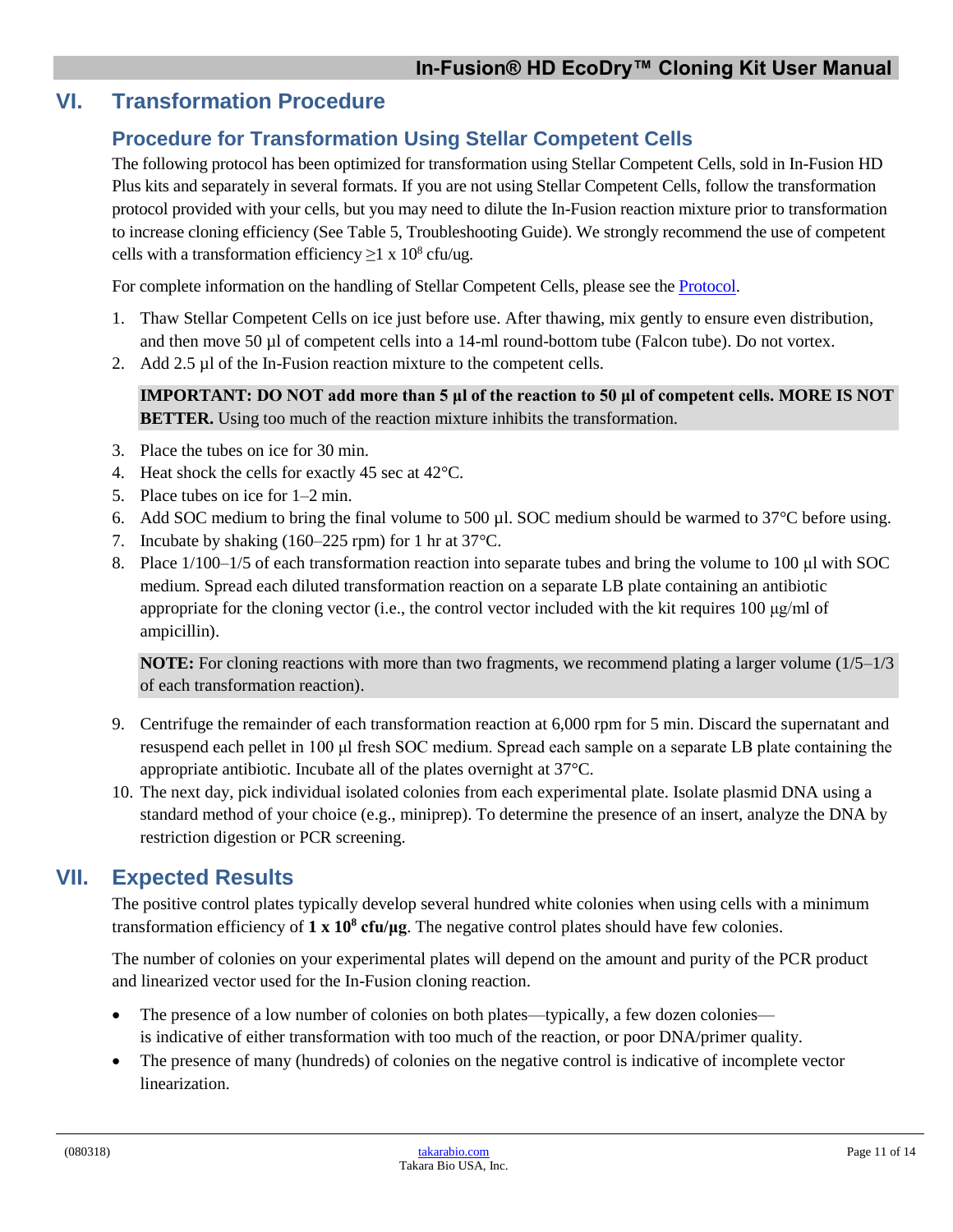# VI. Transformation Procedure

## Procedure for Transformation Using Stellar Competent Cells

The following protocol has been optimized for transformation using Stellar Competent Cells, sold in In-Fusion HD Plus kits and separately in several formats. If you are not using Stellar Competent Cells, follow the transformation protocol provided with your cells, but you may need to dilute the In-Fusion reaction mixture prior to transformation to increase cloning efficiency (See Table 5, Troubleshooting Guide). We strongly recommend the use of competent cells with a transformation efficiency ≥1 x $10^8$ cfu/ug.

For complete information on the handling of Stellar Competent Cells, please see the Protocol.

1. Thaw Stellar Competent Cells on ice just before use. After thawing, mix gently to ensure even distribution, and then move 50 µl of competent cells into a 14-ml round-bottom tube (Falcon tube). Do not vortex.
2. Add 2.5 µl of the In-Fusion reaction mixture to the competent cells.

**IMPORTANT: DO NOT add more than 5 µl of the reaction to 50 µl of competent cells. MORE IS NOT BETTER.** Using too much of the reaction mixture inhibits the transformation.

3. Place the tubes on ice for 30 min.
4. Heat shock the cells for exactly 45 sec at 42°C.
5. Place tubes on ice for 1–2 min.
6. Add SOC medium to bring the final volume to 500 µl. SOC medium should be warmed to 37°C before using.
7. Incubate by shaking (160–225 rpm) for 1 hr at 37°C.
8. Place 1/100–1/5 of each transformation reaction into separate tubes and bring the volume to 100 µl with SOC medium. Spread each diluted transformation reaction on a separate LB plate containing an antibiotic appropriate for the cloning vector (i.e., the control vector included with the kit requires 100 µg/ml of ampicillin).

**NOTE:** For cloning reactions with more than two fragments, we recommend plating a larger volume (1/5–1/3 of each transformation reaction).

9. Centrifuge the remainder of each transformation reaction at 6,000 rpm for 5 min. Discard the supernatant and resuspend each pellet in 100 µl fresh SOC medium. Spread each sample on a separate LB plate containing the appropriate antibiotic. Incubate all of the plates overnight at 37°C.
10. The next day, pick individual isolated colonies from each experimental plate. Isolate plasmid DNA using a standard method of your choice (e.g., miniprep). To determine the presence of an insert, analyze the DNA by restriction digestion or PCR screening.

# VII. Expected Results

The positive control plates typically develop several hundred white colonies when using cells with a minimum transformation efficiency of **1 x $10^8$ cfu/µg**. The negative control plates should have few colonies.

The number of colonies on your experimental plates will depend on the amount and purity of the PCR product and linearized vector used for the In-Fusion cloning reaction.

- The presence of a low number of colonies on both plates—typically, a few dozen colonies—is indicative of either transformation with too much of the reaction, or poor DNA/primer quality.
- The presence of many (hundreds) of colonies on the negative control is indicative of incomplete vector linearization.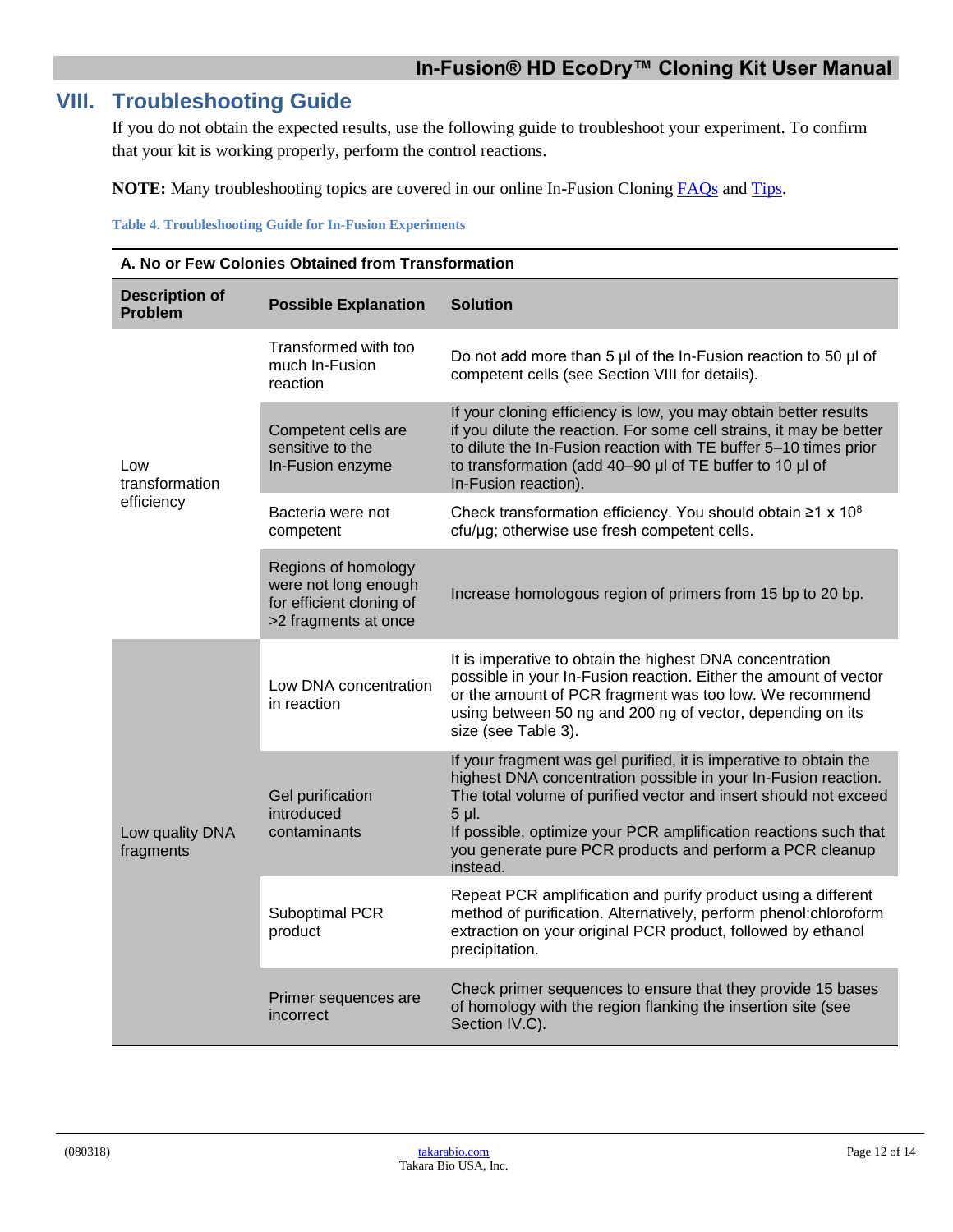# VIII. Troubleshooting Guide

If you do not obtain the expected results, use the following guide to troubleshoot your experiment. To confirm that your kit is working properly, perform the control reactions.

**NOTE:** Many troubleshooting topics are covered in our online In-Fusion Cloning FAQs and Tips.

**Table 4. Troubleshooting Guide for In-Fusion Experiments**

**A. No or Few Colonies Obtained from Transformation**

| Description of Problem | Possible Explanation | Solution |
|---|---|---|
| Low transformation efficiency | Transformed with too much In-Fusion reaction | Do not add more than 5 µl of the In-Fusion reaction to 50 µl of competent cells (see Section VIII for details). |
| | Competent cells are sensitive to the In-Fusion enzyme | If your cloning efficiency is low, you may obtain better results if you dilute the reaction. For some cell strains, it may be better to dilute the In-Fusion reaction with TE buffer 5–10 times prior to transformation (add 40–90 µl of TE buffer to 10 µl of In-Fusion reaction). |
| | Bacteria were not competent | Check transformation efficiency. You should obtain ≥1 x $10^8$ cfu/µg; otherwise use fresh competent cells. |
| | Regions of homology were not long enough for efficient cloning of >2 fragments at once | Increase homologous region of primers from 15 bp to 20 bp. |
| Low quality DNA fragments | Low DNA concentration in reaction | It is imperative to obtain the highest DNA concentration possible in your In-Fusion reaction. Either the amount of vector or the amount of PCR fragment was too low. We recommend using between 50 ng and 200 ng of vector, depending on its size (see Table 3). |
| | Gel purification introduced contaminants | If your fragment was gel purified, it is imperative to obtain the highest DNA concentration possible in your In-Fusion reaction. The total volume of purified vector and insert should not exceed 5 µl.<br>If possible, optimize your PCR amplification reactions such that you generate pure PCR products and perform a PCR cleanup instead. |
| | Suboptimal PCR product | Repeat PCR amplification and purify product using a different method of purification. Alternatively, perform phenol:chloroform extraction on your original PCR product, followed by ethanol precipitation. |
| | Primer sequences are incorrect | Check primer sequences to ensure that they provide 15 bases of homology with the region flanking the insertion site (see Section IV.C). |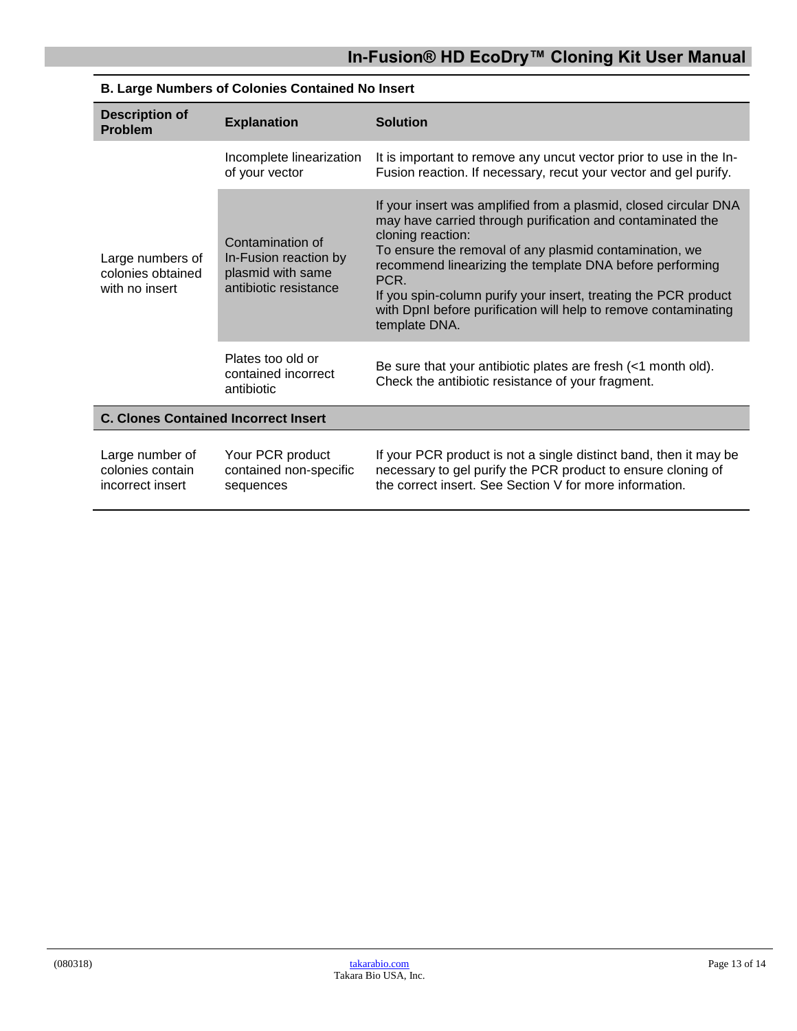| B. Large Numbers of Colonies Contained No Insert | | |
|---|---|---|
| **Description of Problem** | **Explanation** | **Solution** |
| Large numbers of colonies obtained with no insert | Incomplete linearization of your vector | It is important to remove any uncut vector prior to use in the In-Fusion reaction. If necessary, recut your vector and gel purify. |
| | Contamination of In-Fusion reaction by plasmid with same antibiotic resistance | If your insert was amplified from a plasmid, closed circular DNA may have carried through purification and contaminated the cloning reaction:<br>To ensure the removal of any plasmid contamination, we recommend linearizing the template DNA before performing PCR.<br>If you spin-column purify your insert, treating the PCR product with DpnI before purification will help to remove contaminating template DNA. |
| | Plates too old or contained incorrect antibiotic | Be sure that your antibiotic plates are fresh (<1 month old). Check the antibiotic resistance of your fragment. |
| **C. Clones Contained Incorrect Insert** | | |
| Large number of colonies contain incorrect insert | Your PCR product contained non-specific sequences | If your PCR product is not a single distinct band, then it may be necessary to gel purify the PCR product to ensure cloning of the correct insert. See Section V for more information. |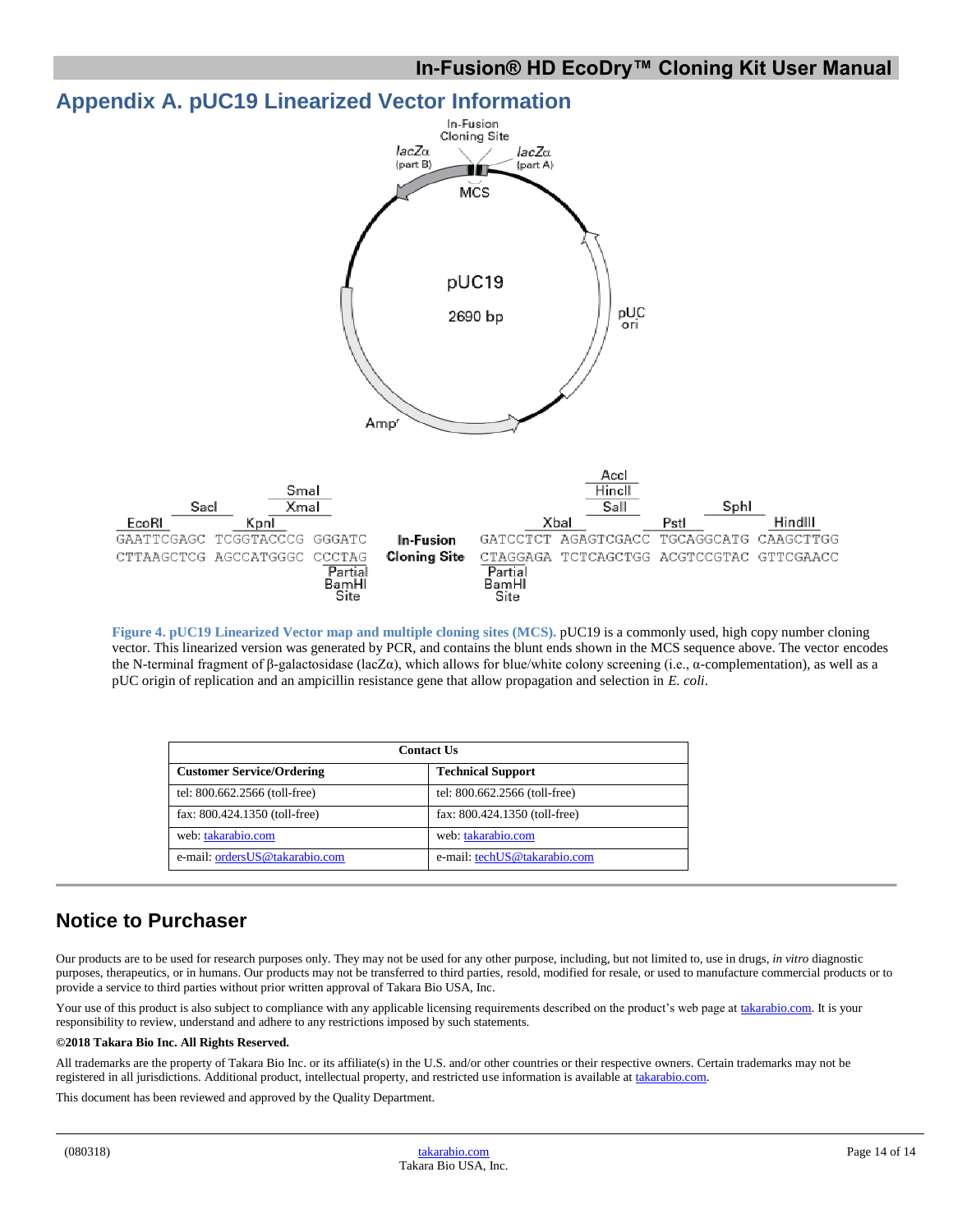## Appendix A. pUC19 Linearized Vector Information

In-Fusion
Cloning Site
lacZα
(part B)
lacZα
(part A)
MCS
pUC19
2690 bp
pUC
ori
Amp[r]

EcoRI
SacI
KpnI
SmaI
XmaI
GAATTCGAGC TCGGTACCCG GGGATC
CTTAAGCTCG AGCCATGGGC CCCTAG
Partial
BamHI
Site

In-Fusion
Cloning Site

XbaI
AccI
HincII
SalI
PstI
SphI
HindIII
GATCCTCT AGAGTCGACC TGCAGGCATG CAAGCTTGG
CTAGGAGA TCTCAGCTGG ACGTCCGTAC GTTCGAACC
Partial
BamHI
Site

**Figure 4. pUC19 Linearized Vector map and multiple cloning sites (MCS).** pUC19 is a commonly used, high copy number cloning vector. This linearized version was generated by PCR, and contains the blunt ends shown in the MCS sequence above. The vector encodes the N-terminal fragment of β-galactosidase (lacZα), which allows for blue/white colony screening (i.e., α-complementation), as well as a pUC origin of replication and an ampicillin resistance gene that allow propagation and selection in *E. coli*.

| **Contact Us** | |
|---|---|
| **Customer Service/Ordering** | **Technical Support** |
| tel: 800.662.2566 (toll-free) | tel: 800.662.2566 (toll-free) |
| fax: 800.424.1350 (toll-free) | fax: 800.424.1350 (toll-free) |
| web: takarabio.com | web: takarabio.com |
| e-mail: ordersUS@takarabio.com | e-mail: techUS@takarabio.com |

## Notice to Purchaser

Our products are to be used for research purposes only. They may not be used for any other purpose, including, but not limited to, use in drugs, *in vitro* diagnostic purposes, therapeutics, or in humans. Our products may not be transferred to third parties, resold, modified for resale, or used to manufacture commercial products or to provide a service to third parties without prior written approval of Takara Bio USA, Inc.

Your use of this product is also subject to compliance with any applicable licensing requirements described on the product's web page at takarabio.com. It is your responsibility to review, understand and adhere to any restrictions imposed by such statements.

**©2018 Takara Bio Inc. All Rights Reserved.**

All trademarks are the property of Takara Bio Inc. or its affiliate(s) in the U.S. and/or other countries or their respective owners. Certain trademarks may not be registered in all jurisdictions. Additional product, intellectual property, and restricted use information is available at takarabio.com.

This document has been reviewed and approved by the Quality Department.

(080318)